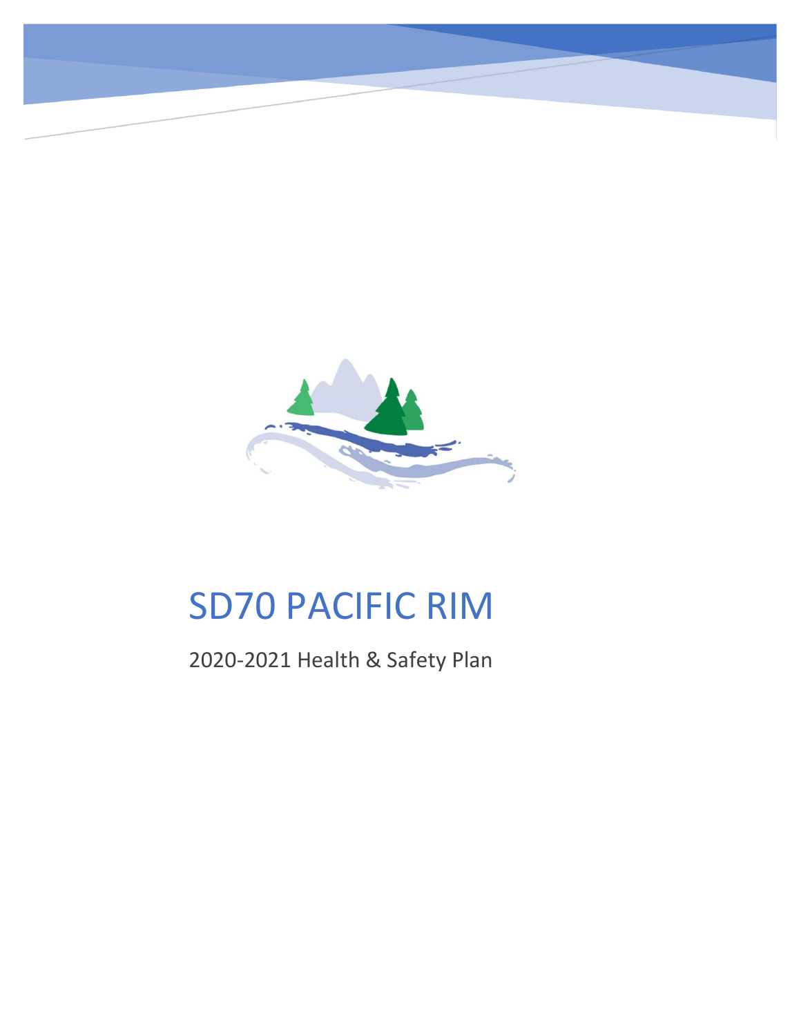# SD70 PACIFIC RIM

2020-2021 Health & Safety Plan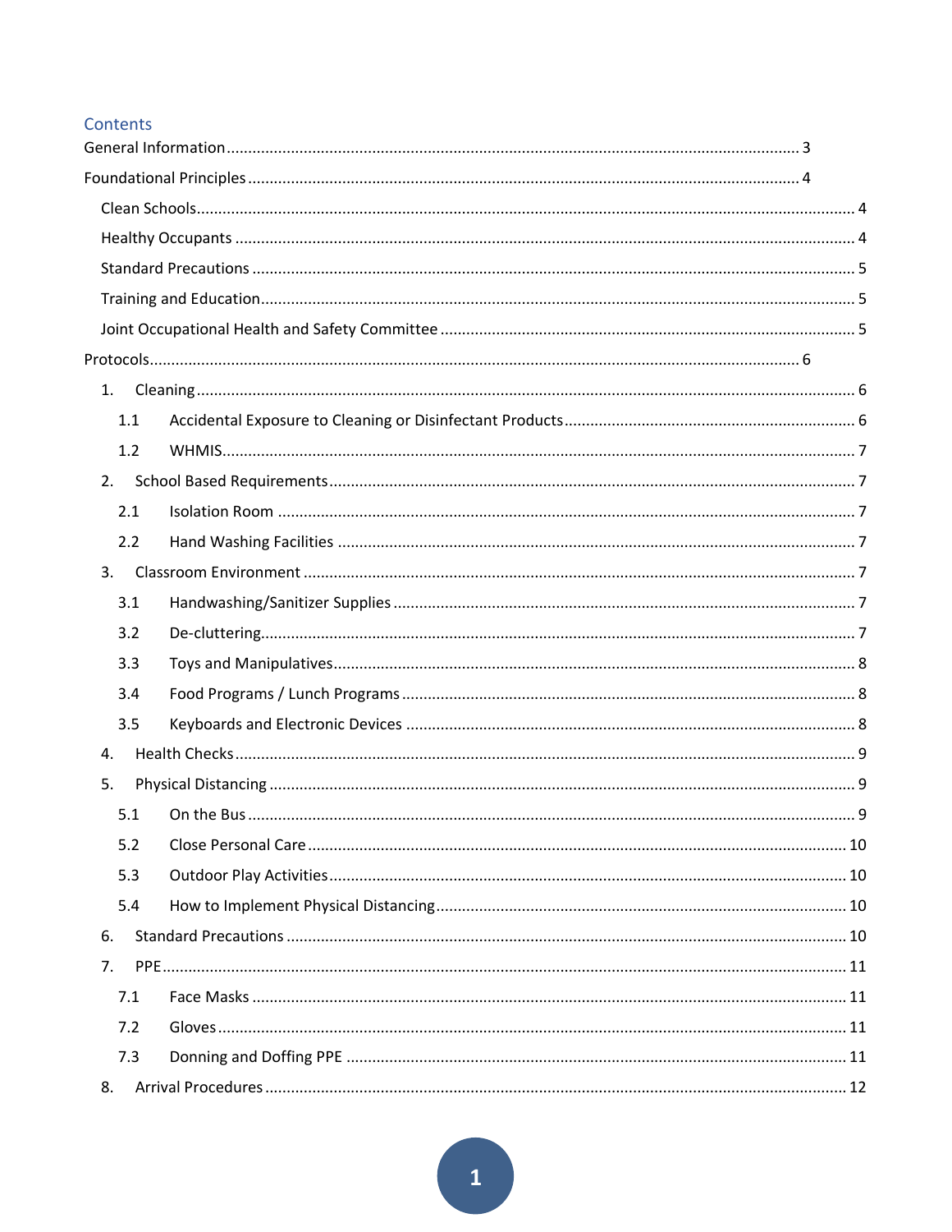## Contents

- General Information ........ 3
- Foundational Principles ........ 4
  - Clean Schools ........ 4
  - Healthy Occupants ........ 4
  - Standard Precautions ........ 5
  - Training and Education ........ 5
  - Joint Occupational Health and Safety Committee ........ 5
- Protocols ........ 6
  - 1. Cleaning ........ 6
    - 1.1 Accidental Exposure to Cleaning or Disinfectant Products ........ 6
    - 1.2 WHMIS ........ 7
  - 2. School Based Requirements ........ 7
    - 2.1 Isolation Room ........ 7
    - 2.2 Hand Washing Facilities ........ 7
  - 3. Classroom Environment ........ 7
    - 3.1 Handwashing/Sanitizer Supplies ........ 7
    - 3.2 De-cluttering ........ 7
    - 3.3 Toys and Manipulatives ........ 8
    - 3.4 Food Programs / Lunch Programs ........ 8
    - 3.5 Keyboards and Electronic Devices ........ 8
  - 4. Health Checks ........ 9
  - 5. Physical Distancing ........ 9
    - 5.1 On the Bus ........ 9
    - 5.2 Close Personal Care ........ 10
    - 5.3 Outdoor Play Activities ........ 10
    - 5.4 How to Implement Physical Distancing ........ 10
  - 6. Standard Precautions ........ 10
  - 7. PPE ........ 11
    - 7.1 Face Masks ........ 11
    - 7.2 Gloves ........ 11
    - 7.3 Donning and Doffing PPE ........ 11
  - 8. Arrival Procedures ........ 12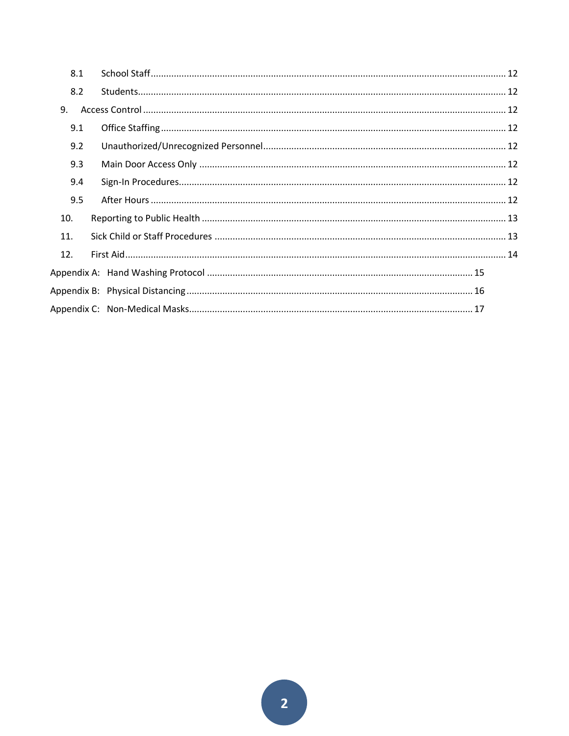- 8.1 School Staff ........ 12
- 8.2 Students ........ 12
- 9. Access Control ........ 12
  - 9.1 Office Staffing ........ 12
  - 9.2 Unauthorized/Unrecognized Personnel ........ 12
  - 9.3 Main Door Access Only ........ 12
  - 9.4 Sign-In Procedures ........ 12
  - 9.5 After Hours ........ 12
- 10. Reporting to Public Health ........ 13
- 11. Sick Child or Staff Procedures ........ 13
- 12. First Aid ........ 14

Appendix A: Hand Washing Protocol ........ 15

Appendix B: Physical Distancing ........ 16

Appendix C: Non-Medical Masks ........ 17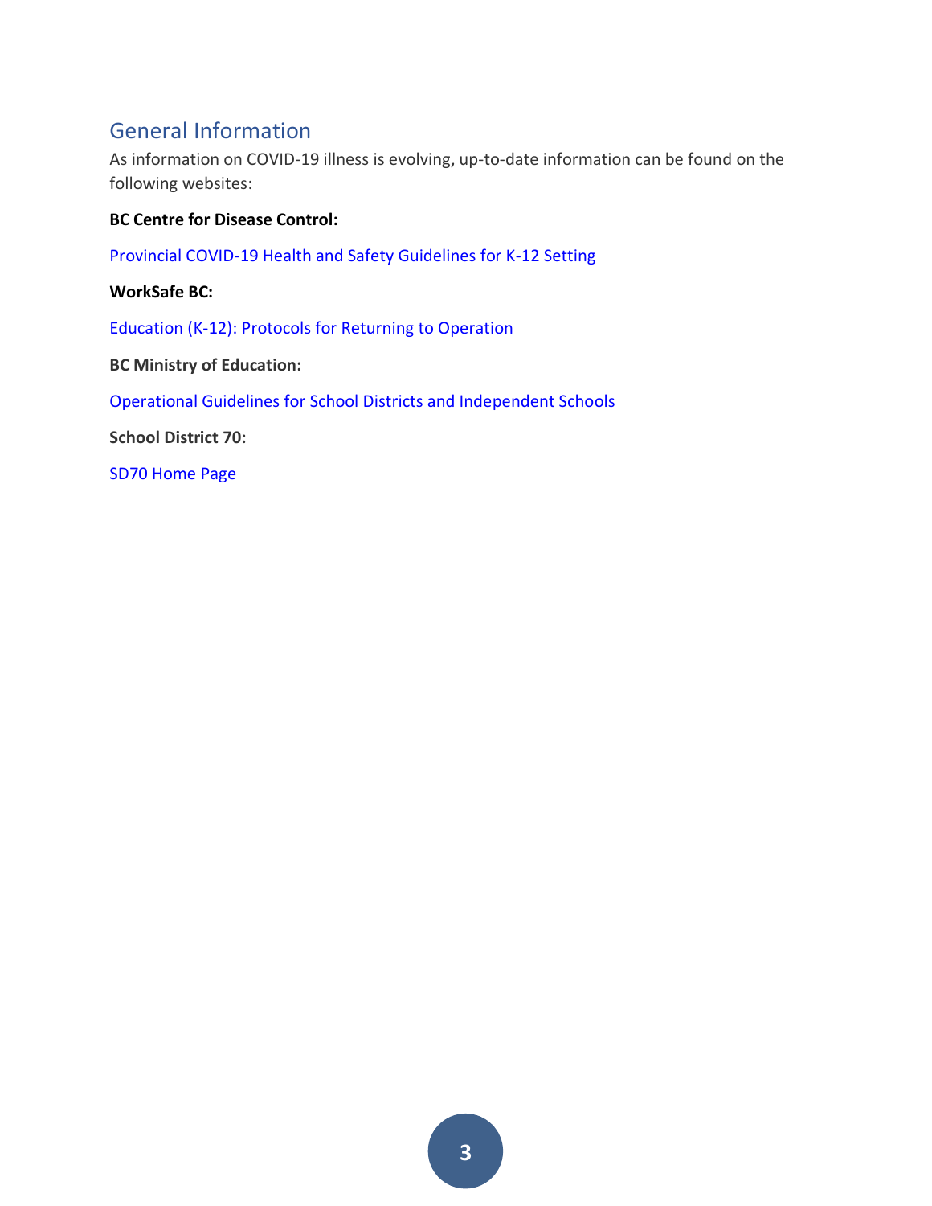## General Information

As information on COVID-19 illness is evolving, up-to-date information can be found on the following websites:

**BC Centre for Disease Control:**

Provincial COVID-19 Health and Safety Guidelines for K-12 Setting

**WorkSafe BC:**

Education (K-12): Protocols for Returning to Operation

**BC Ministry of Education:**

Operational Guidelines for School Districts and Independent Schools

**School District 70:**

SD70 Home Page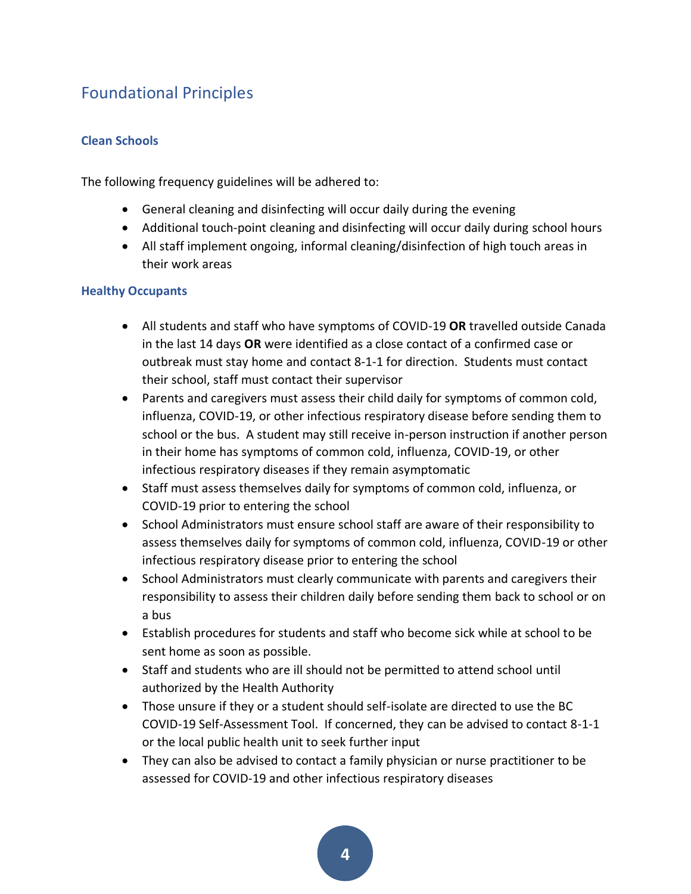## Foundational Principles

### Clean Schools

The following frequency guidelines will be adhered to:

- General cleaning and disinfecting will occur daily during the evening
- Additional touch-point cleaning and disinfecting will occur daily during school hours
- All staff implement ongoing, informal cleaning/disinfection of high touch areas in their work areas

### Healthy Occupants

- All students and staff who have symptoms of COVID-19 **OR** travelled outside Canada in the last 14 days **OR** were identified as a close contact of a confirmed case or outbreak must stay home and contact 8-1-1 for direction. Students must contact their school, staff must contact their supervisor
- Parents and caregivers must assess their child daily for symptoms of common cold, influenza, COVID-19, or other infectious respiratory disease before sending them to school or the bus. A student may still receive in-person instruction if another person in their home has symptoms of common cold, influenza, COVID-19, or other infectious respiratory diseases if they remain asymptomatic
- Staff must assess themselves daily for symptoms of common cold, influenza, or COVID-19 prior to entering the school
- School Administrators must ensure school staff are aware of their responsibility to assess themselves daily for symptoms of common cold, influenza, COVID-19 or other infectious respiratory disease prior to entering the school
- School Administrators must clearly communicate with parents and caregivers their responsibility to assess their children daily before sending them back to school or on a bus
- Establish procedures for students and staff who become sick while at school to be sent home as soon as possible.
- Staff and students who are ill should not be permitted to attend school until authorized by the Health Authority
- Those unsure if they or a student should self-isolate are directed to use the BC COVID-19 Self-Assessment Tool. If concerned, they can be advised to contact 8-1-1 or the local public health unit to seek further input
- They can also be advised to contact a family physician or nurse practitioner to be assessed for COVID-19 and other infectious respiratory diseases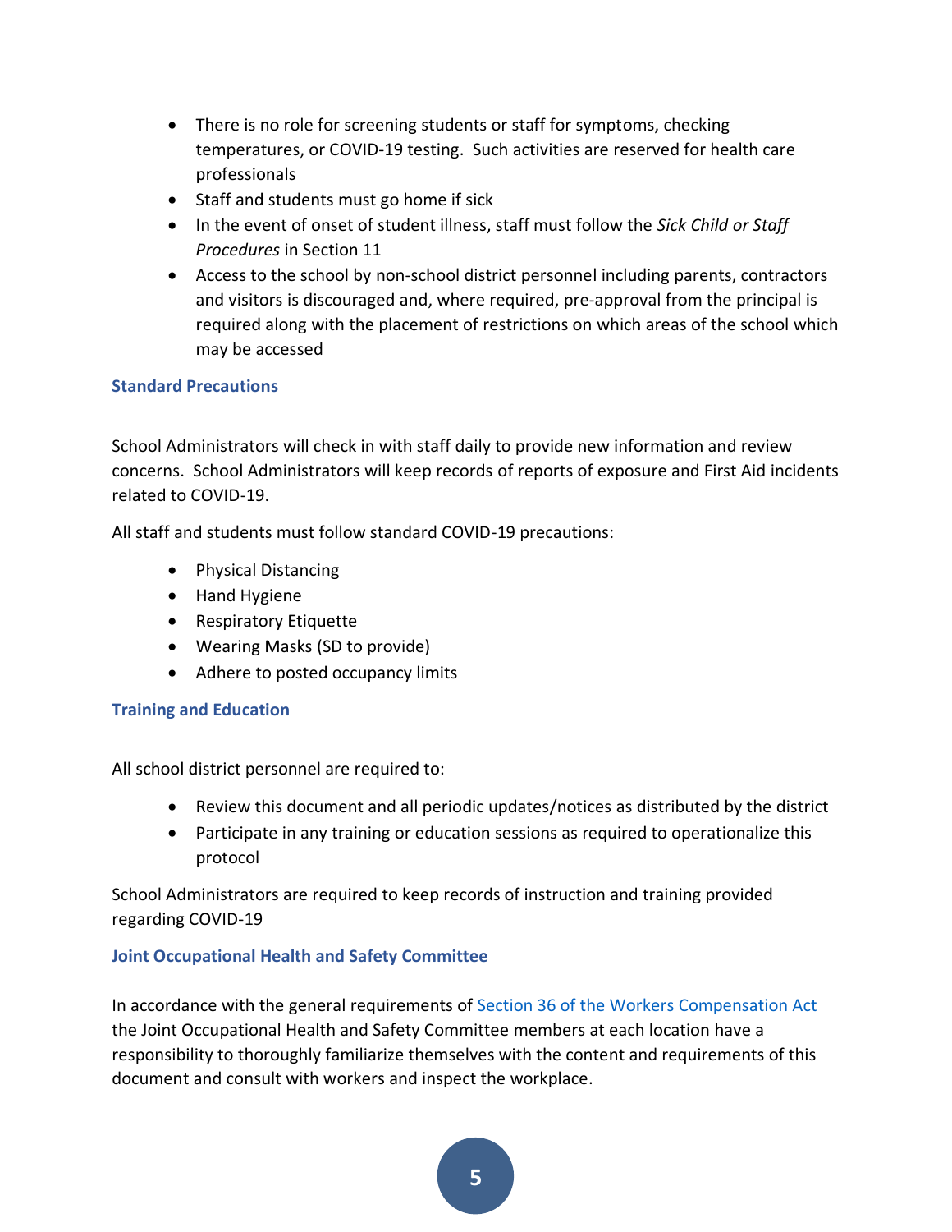- There is no role for screening students or staff for symptoms, checking temperatures, or COVID-19 testing. Such activities are reserved for health care professionals
- Staff and students must go home if sick
- In the event of onset of student illness, staff must follow the *Sick Child or Staff Procedures* in Section 11
- Access to the school by non-school district personnel including parents, contractors and visitors is discouraged and, where required, pre-approval from the principal is required along with the placement of restrictions on which areas of the school which may be accessed

### Standard Precautions

School Administrators will check in with staff daily to provide new information and review concerns. School Administrators will keep records of reports of exposure and First Aid incidents related to COVID-19.

All staff and students must follow standard COVID-19 precautions:

- Physical Distancing
- Hand Hygiene
- Respiratory Etiquette
- Wearing Masks (SD to provide)
- Adhere to posted occupancy limits

### Training and Education

All school district personnel are required to:

- Review this document and all periodic updates/notices as distributed by the district
- Participate in any training or education sessions as required to operationalize this protocol

School Administrators are required to keep records of instruction and training provided regarding COVID-19

### Joint Occupational Health and Safety Committee

In accordance with the general requirements of [Section 36 of the Workers Compensation Act] the Joint Occupational Health and Safety Committee members at each location have a responsibility to thoroughly familiarize themselves with the content and requirements of this document and consult with workers and inspect the workplace.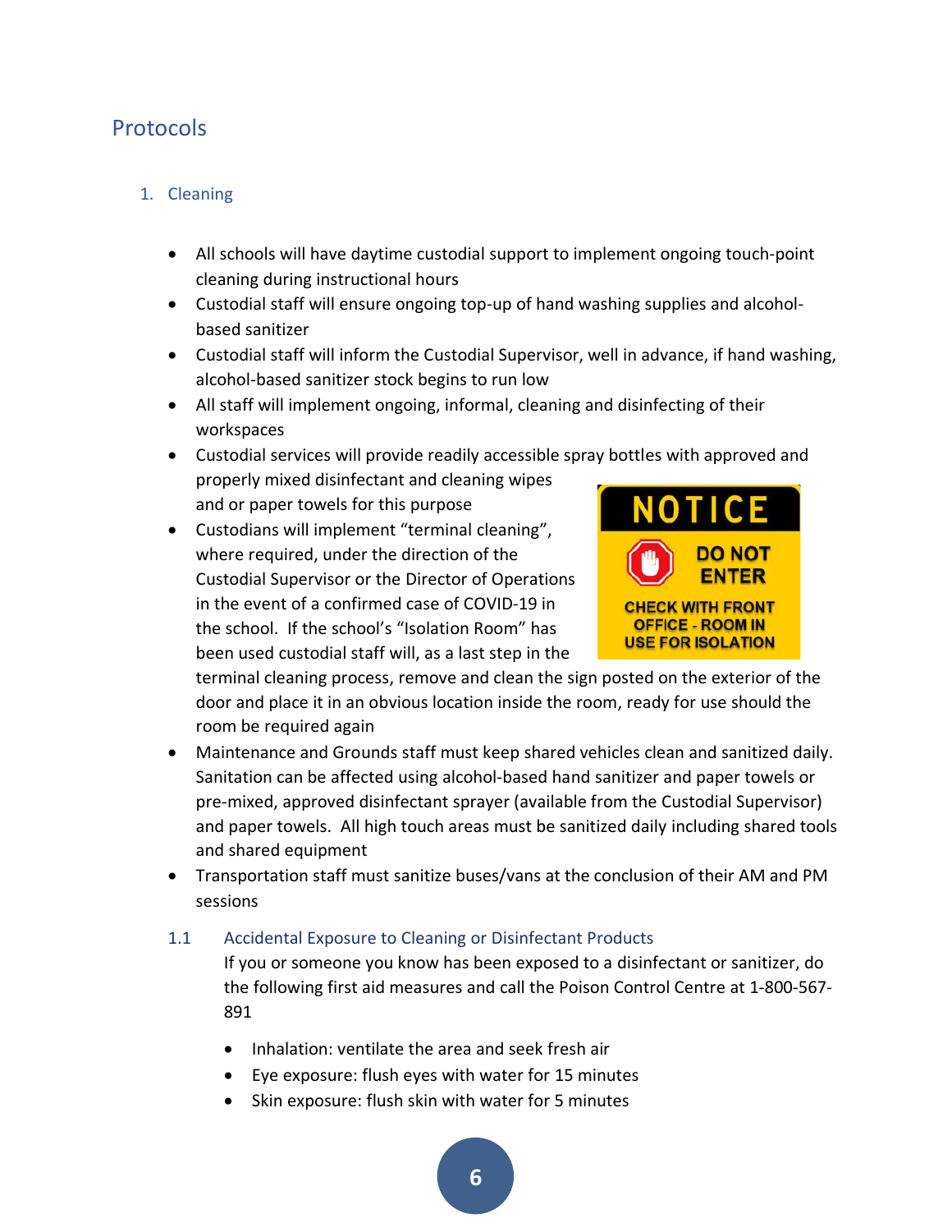# Protocols

## 1. Cleaning

- All schools will have daytime custodial support to implement ongoing touch-point cleaning during instructional hours
- Custodial staff will ensure ongoing top-up of hand washing supplies and alcohol-based sanitizer
- Custodial staff will inform the Custodial Supervisor, well in advance, if hand washing, alcohol-based sanitizer stock begins to run low
- All staff will implement ongoing, informal, cleaning and disinfecting of their workspaces
- Custodial services will provide readily accessible spray bottles with approved and properly mixed disinfectant and cleaning wipes and or paper towels for this purpose
- Custodians will implement "terminal cleaning", where required, under the direction of the Custodial Supervisor or the Director of Operations in the event of a confirmed case of COVID-19 in the school. If the school's "Isolation Room" has been used custodial staff will, as a last step in the terminal cleaning process, remove and clean the sign posted on the exterior of the door and place it in an obvious location inside the room, ready for use should the room be required again

NOTICE

DO NOT ENTER

CHECK WITH FRONT OFFICE - ROOM IN USE FOR ISOLATION

- Maintenance and Grounds staff must keep shared vehicles clean and sanitized daily. Sanitation can be affected using alcohol-based hand sanitizer and paper towels or pre-mixed, approved disinfectant sprayer (available from the Custodial Supervisor) and paper towels. All high touch areas must be sanitized daily including shared tools and shared equipment
- Transportation staff must sanitize buses/vans at the conclusion of their AM and PM sessions

### 1.1 Accidental Exposure to Cleaning or Disinfectant Products

If you or someone you know has been exposed to a disinfectant or sanitizer, do the following first aid measures and call the Poison Control Centre at 1-800-567-891

- Inhalation: ventilate the area and seek fresh air
- Eye exposure: flush eyes with water for 15 minutes
- Skin exposure: flush skin with water for 5 minutes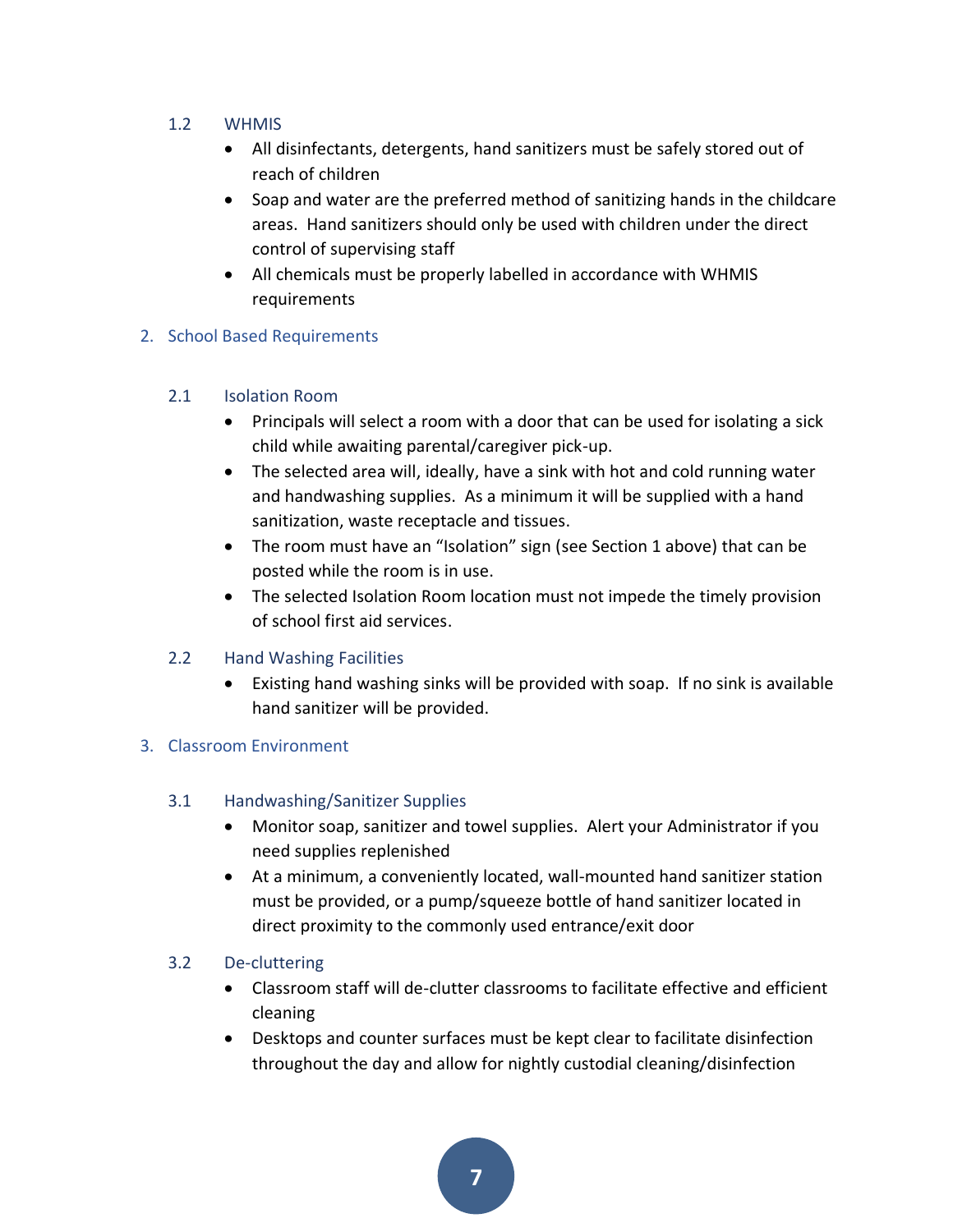### 1.2 WHMIS

- All disinfectants, detergents, hand sanitizers must be safely stored out of reach of children
- Soap and water are the preferred method of sanitizing hands in the childcare areas. Hand sanitizers should only be used with children under the direct control of supervising staff
- All chemicals must be properly labelled in accordance with WHMIS requirements

## 2. School Based Requirements

### 2.1 Isolation Room

- Principals will select a room with a door that can be used for isolating a sick child while awaiting parental/caregiver pick-up.
- The selected area will, ideally, have a sink with hot and cold running water and handwashing supplies. As a minimum it will be supplied with a hand sanitization, waste receptacle and tissues.
- The room must have an "Isolation" sign (see Section 1 above) that can be posted while the room is in use.
- The selected Isolation Room location must not impede the timely provision of school first aid services.

### 2.2 Hand Washing Facilities

- Existing hand washing sinks will be provided with soap. If no sink is available hand sanitizer will be provided.

## 3. Classroom Environment

### 3.1 Handwashing/Sanitizer Supplies

- Monitor soap, sanitizer and towel supplies. Alert your Administrator if you need supplies replenished
- At a minimum, a conveniently located, wall-mounted hand sanitizer station must be provided, or a pump/squeeze bottle of hand sanitizer located in direct proximity to the commonly used entrance/exit door

### 3.2 De-cluttering

- Classroom staff will de-clutter classrooms to facilitate effective and efficient cleaning
- Desktops and counter surfaces must be kept clear to facilitate disinfection throughout the day and allow for nightly custodial cleaning/disinfection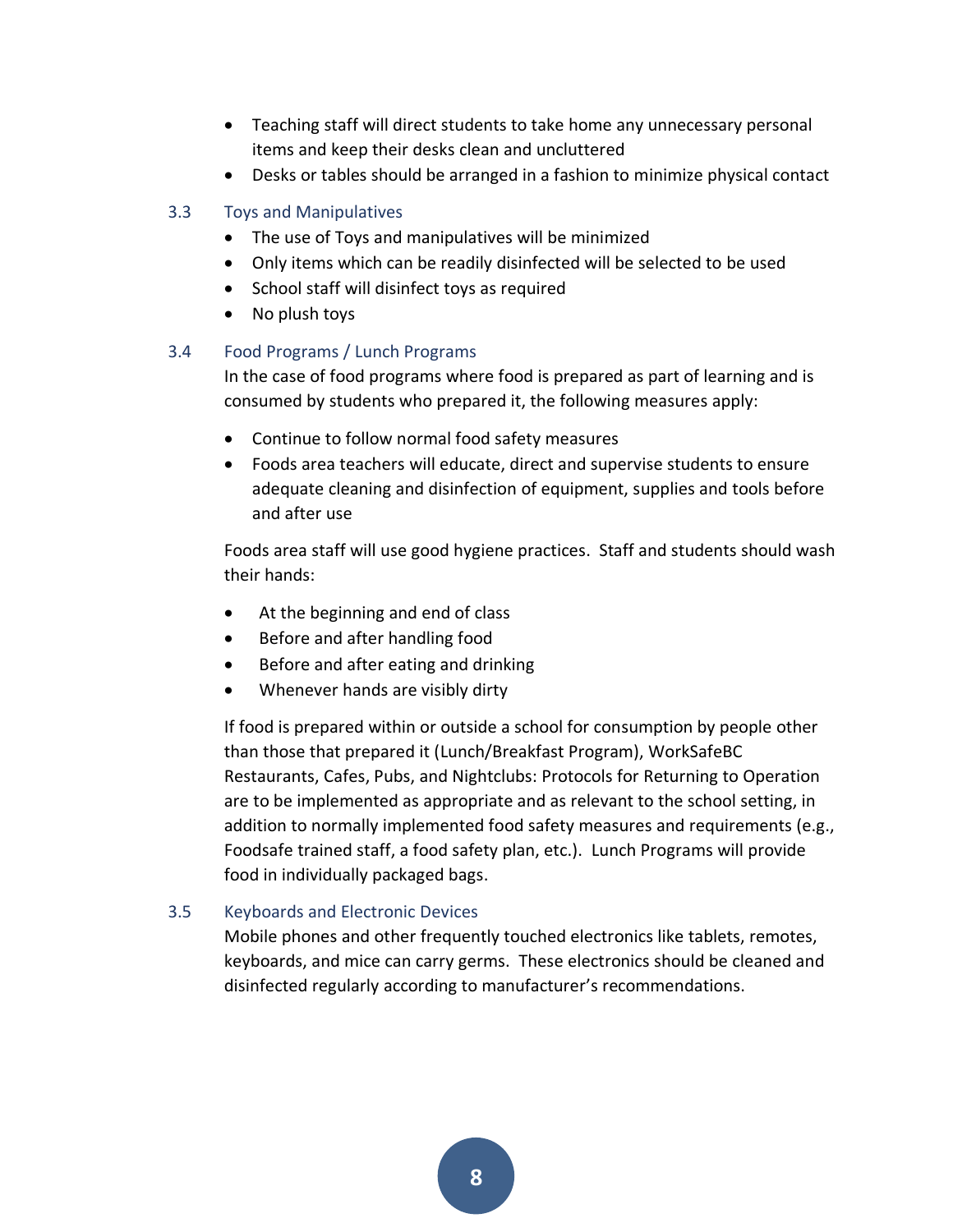- Teaching staff will direct students to take home any unnecessary personal items and keep their desks clean and uncluttered
- Desks or tables should be arranged in a fashion to minimize physical contact

### 3.3 Toys and Manipulatives

- The use of Toys and manipulatives will be minimized
- Only items which can be readily disinfected will be selected to be used
- School staff will disinfect toys as required
- No plush toys

### 3.4 Food Programs / Lunch Programs

In the case of food programs where food is prepared as part of learning and is consumed by students who prepared it, the following measures apply:

- Continue to follow normal food safety measures
- Foods area teachers will educate, direct and supervise students to ensure adequate cleaning and disinfection of equipment, supplies and tools before and after use

Foods area staff will use good hygiene practices. Staff and students should wash their hands:

- At the beginning and end of class
- Before and after handling food
- Before and after eating and drinking
- Whenever hands are visibly dirty

If food is prepared within or outside a school for consumption by people other than those that prepared it (Lunch/Breakfast Program), WorkSafeBC Restaurants, Cafes, Pubs, and Nightclubs: Protocols for Returning to Operation are to be implemented as appropriate and as relevant to the school setting, in addition to normally implemented food safety measures and requirements (e.g., Foodsafe trained staff, a food safety plan, etc.). Lunch Programs will provide food in individually packaged bags.

### 3.5 Keyboards and Electronic Devices

Mobile phones and other frequently touched electronics like tablets, remotes, keyboards, and mice can carry germs. These electronics should be cleaned and disinfected regularly according to manufacturer's recommendations.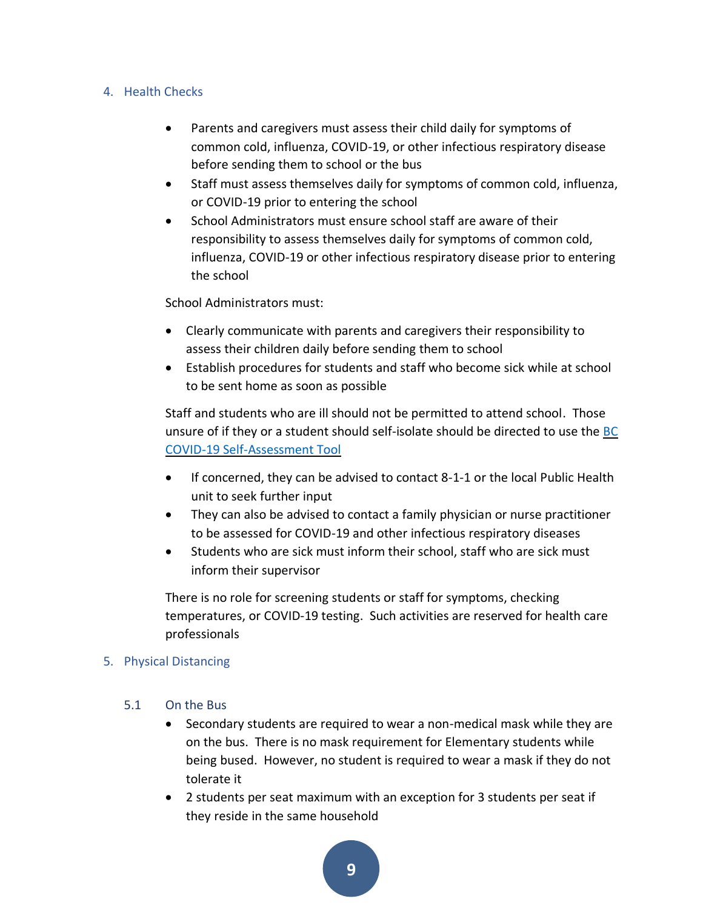## 4. Health Checks

- Parents and caregivers must assess their child daily for symptoms of common cold, influenza, COVID-19, or other infectious respiratory disease before sending them to school or the bus
- Staff must assess themselves daily for symptoms of common cold, influenza, or COVID-19 prior to entering the school
- School Administrators must ensure school staff are aware of their responsibility to assess themselves daily for symptoms of common cold, influenza, COVID-19 or other infectious respiratory disease prior to entering the school

School Administrators must:

- Clearly communicate with parents and caregivers their responsibility to assess their children daily before sending them to school
- Establish procedures for students and staff who become sick while at school to be sent home as soon as possible

Staff and students who are ill should not be permitted to attend school. Those unsure of if they or a student should self-isolate should be directed to use the [BC COVID-19 Self-Assessment Tool]

- If concerned, they can be advised to contact 8-1-1 or the local Public Health unit to seek further input
- They can also be advised to contact a family physician or nurse practitioner to be assessed for COVID-19 and other infectious respiratory diseases
- Students who are sick must inform their school, staff who are sick must inform their supervisor

There is no role for screening students or staff for symptoms, checking temperatures, or COVID-19 testing. Such activities are reserved for health care professionals

## 5. Physical Distancing

### 5.1 On the Bus

- Secondary students are required to wear a non-medical mask while they are on the bus. There is no mask requirement for Elementary students while being bused. However, no student is required to wear a mask if they do not tolerate it
- 2 students per seat maximum with an exception for 3 students per seat if they reside in the same household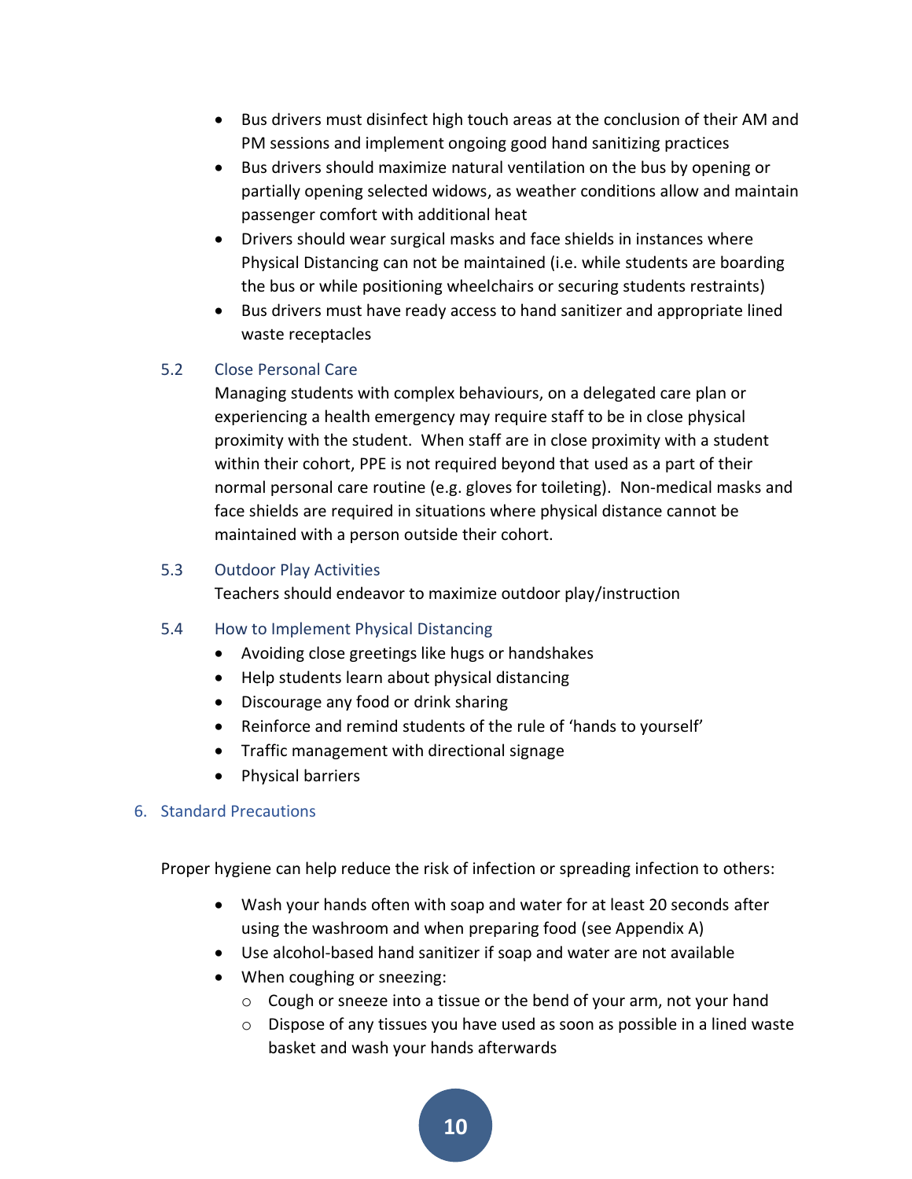- Bus drivers must disinfect high touch areas at the conclusion of their AM and PM sessions and implement ongoing good hand sanitizing practices
- Bus drivers should maximize natural ventilation on the bus by opening or partially opening selected widows, as weather conditions allow and maintain passenger comfort with additional heat
- Drivers should wear surgical masks and face shields in instances where Physical Distancing can not be maintained (i.e. while students are boarding the bus or while positioning wheelchairs or securing students restraints)
- Bus drivers must have ready access to hand sanitizer and appropriate lined waste receptacles

### 5.2 Close Personal Care

Managing students with complex behaviours, on a delegated care plan or experiencing a health emergency may require staff to be in close physical proximity with the student. When staff are in close proximity with a student within their cohort, PPE is not required beyond that used as a part of their normal personal care routine (e.g. gloves for toileting). Non-medical masks and face shields are required in situations where physical distance cannot be maintained with a person outside their cohort.

### 5.3 Outdoor Play Activities

Teachers should endeavor to maximize outdoor play/instruction

### 5.4 How to Implement Physical Distancing

- Avoiding close greetings like hugs or handshakes
- Help students learn about physical distancing
- Discourage any food or drink sharing
- Reinforce and remind students of the rule of 'hands to yourself'
- Traffic management with directional signage
- Physical barriers

## 6. Standard Precautions

Proper hygiene can help reduce the risk of infection or spreading infection to others:

- Wash your hands often with soap and water for at least 20 seconds after using the washroom and when preparing food (see Appendix A)
- Use alcohol-based hand sanitizer if soap and water are not available
- When coughing or sneezing:
  - Cough or sneeze into a tissue or the bend of your arm, not your hand
  - Dispose of any tissues you have used as soon as possible in a lined waste basket and wash your hands afterwards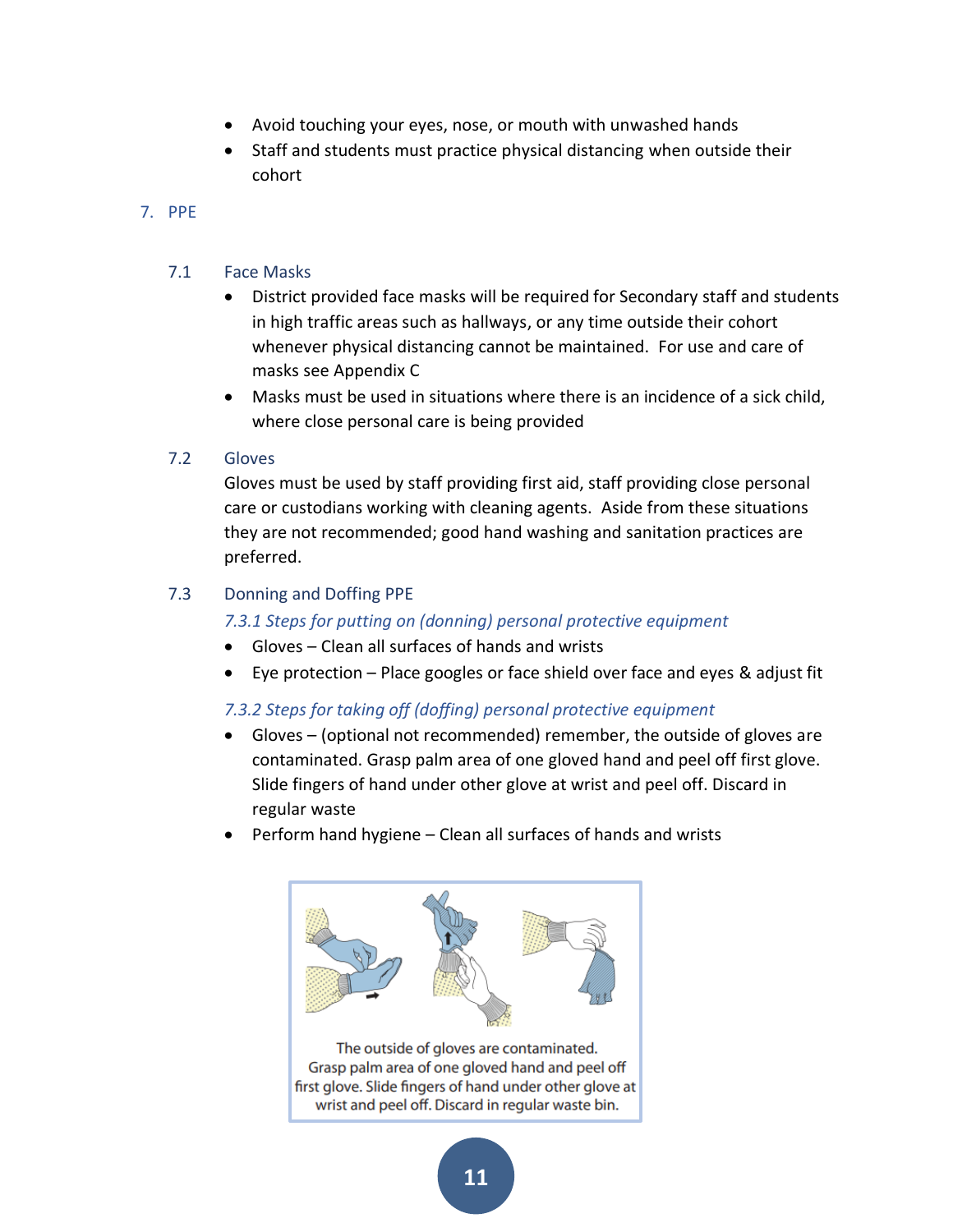- Avoid touching your eyes, nose, or mouth with unwashed hands
- Staff and students must practice physical distancing when outside their cohort

## 7. PPE

### 7.1 Face Masks

- District provided face masks will be required for Secondary staff and students in high traffic areas such as hallways, or any time outside their cohort whenever physical distancing cannot be maintained. For use and care of masks see Appendix C
- Masks must be used in situations where there is an incidence of a sick child, where close personal care is being provided

### 7.2 Gloves

Gloves must be used by staff providing first aid, staff providing close personal care or custodians working with cleaning agents. Aside from these situations they are not recommended; good hand washing and sanitation practices are preferred.

### 7.3 Donning and Doffing PPE

#### *7.3.1 Steps for putting on (donning) personal protective equipment*

- Gloves – Clean all surfaces of hands and wrists
- Eye protection – Place googles or face shield over face and eyes & adjust fit

#### *7.3.2 Steps for taking off (doffing) personal protective equipment*

- Gloves – (optional not recommended) remember, the outside of gloves are contaminated. Grasp palm area of one gloved hand and peel off first glove. Slide fingers of hand under other glove at wrist and peel off. Discard in regular waste
- Perform hand hygiene – Clean all surfaces of hands and wrists

The outside of gloves are contaminated. Grasp palm area of one gloved hand and peel off first glove. Slide fingers of hand under other glove at wrist and peel off. Discard in regular waste bin.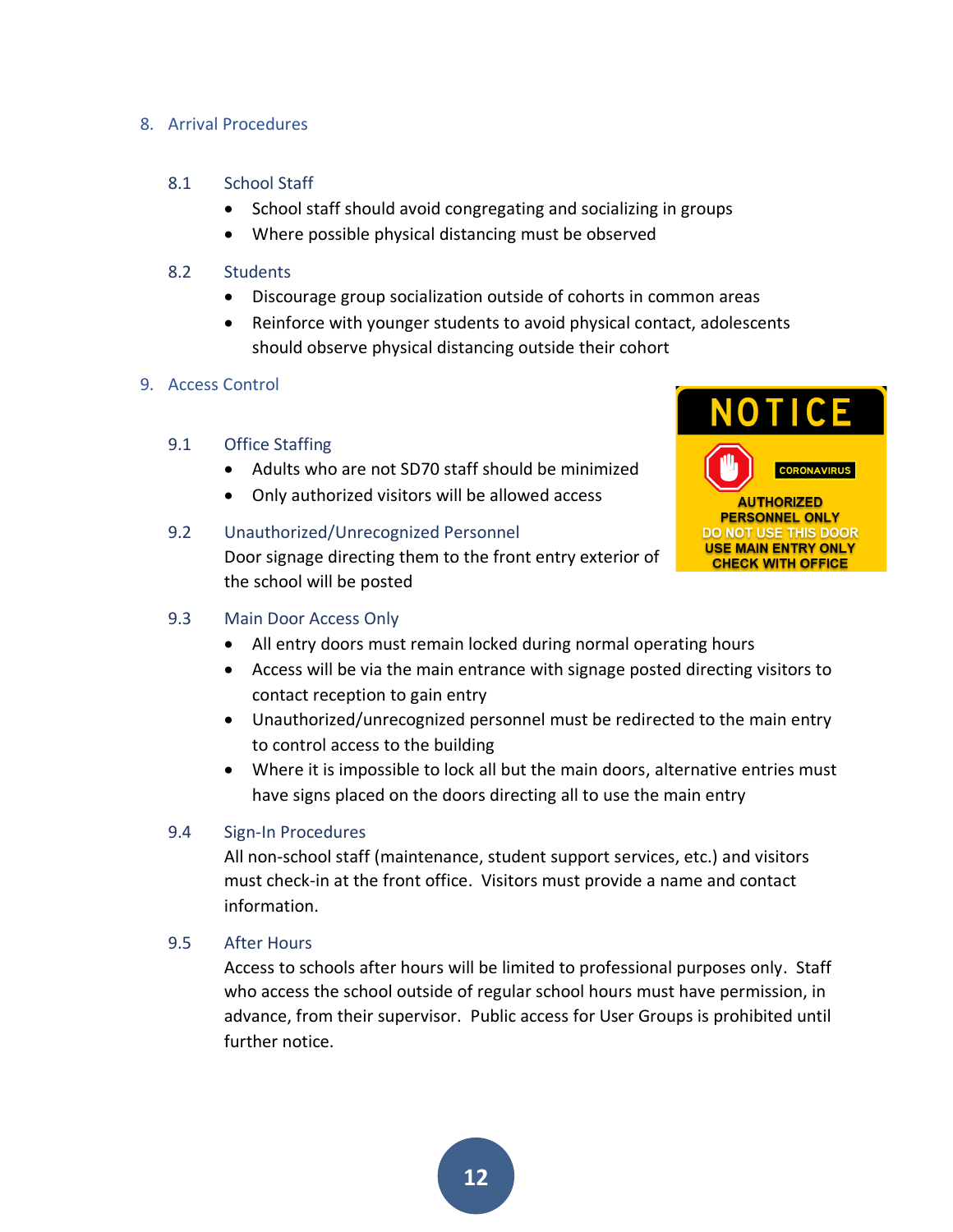## 8. Arrival Procedures

### 8.1 School Staff

- School staff should avoid congregating and socializing in groups
- Where possible physical distancing must be observed

### 8.2 Students

- Discourage group socialization outside of cohorts in common areas
- Reinforce with younger students to avoid physical contact, adolescents should observe physical distancing outside their cohort

## 9. Access Control

### 9.1 Office Staffing

- Adults who are not SD70 staff should be minimized
- Only authorized visitors will be allowed access

### 9.2 Unauthorized/Unrecognized Personnel

Door signage directing them to the front entry exterior of the school will be posted

NOTICE

CORONAVIRUS

AUTHORIZED PERSONNEL ONLY
DO NOT USE THIS DOOR
USE MAIN ENTRY ONLY
CHECK WITH OFFICE

### 9.3 Main Door Access Only

- All entry doors must remain locked during normal operating hours
- Access will be via the main entrance with signage posted directing visitors to contact reception to gain entry
- Unauthorized/unrecognized personnel must be redirected to the main entry to control access to the building
- Where it is impossible to lock all but the main doors, alternative entries must have signs placed on the doors directing all to use the main entry

### 9.4 Sign-In Procedures

All non-school staff (maintenance, student support services, etc.) and visitors must check-in at the front office. Visitors must provide a name and contact information.

### 9.5 After Hours

Access to schools after hours will be limited to professional purposes only. Staff who access the school outside of regular school hours must have permission, in advance, from their supervisor. Public access for User Groups is prohibited until further notice.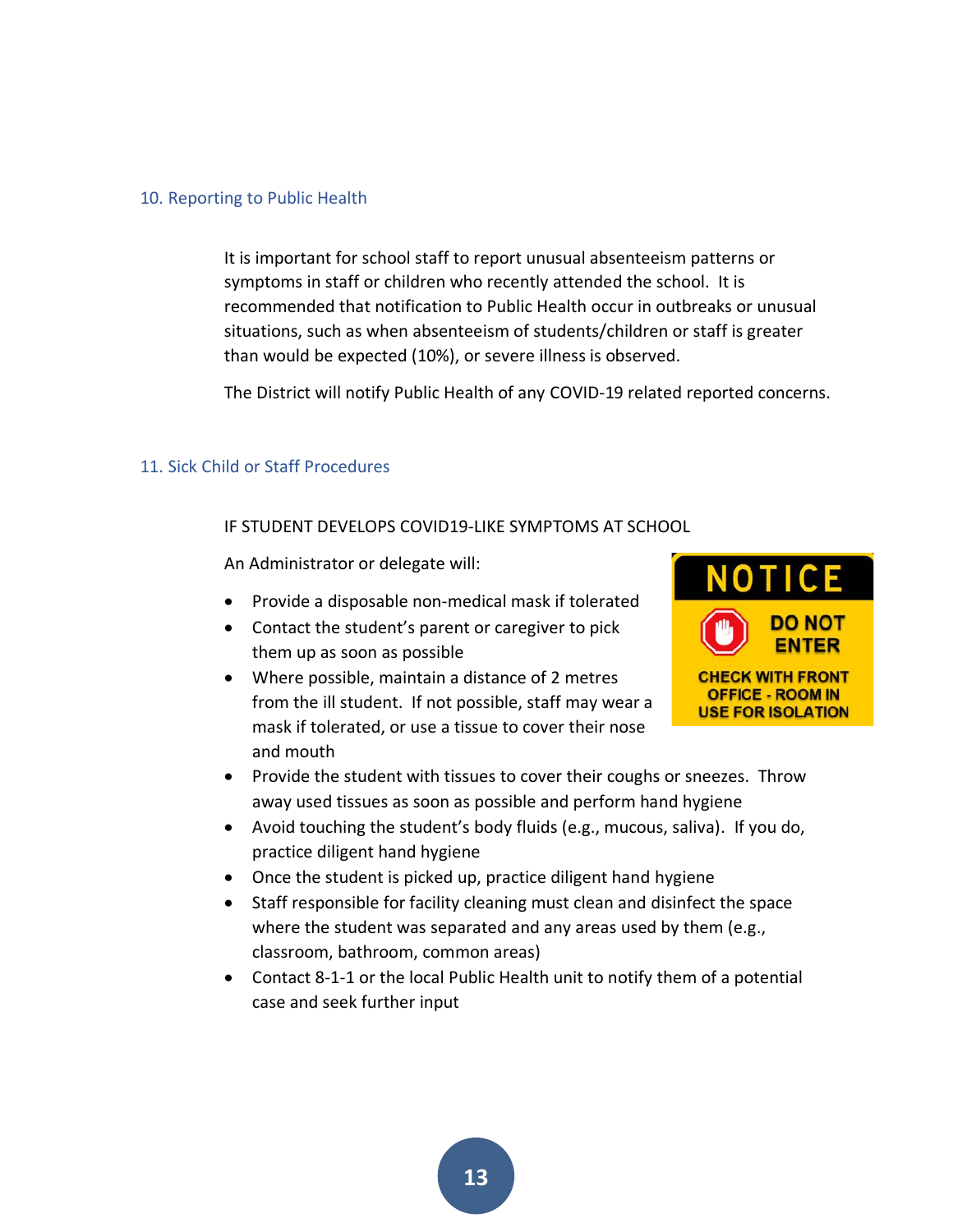## 10. Reporting to Public Health

It is important for school staff to report unusual absenteeism patterns or symptoms in staff or children who recently attended the school. It is recommended that notification to Public Health occur in outbreaks or unusual situations, such as when absenteeism of students/children or staff is greater than would be expected (10%), or severe illness is observed.

The District will notify Public Health of any COVID-19 related reported concerns.

## 11. Sick Child or Staff Procedures

IF STUDENT DEVELOPS COVID19-LIKE SYMPTOMS AT SCHOOL

An Administrator or delegate will:

NOTICE

DO NOT ENTER

CHECK WITH FRONT OFFICE - ROOM IN USE FOR ISOLATION

- Provide a disposable non-medical mask if tolerated
- Contact the student's parent or caregiver to pick them up as soon as possible
- Where possible, maintain a distance of 2 metres from the ill student. If not possible, staff may wear a mask if tolerated, or use a tissue to cover their nose and mouth
- Provide the student with tissues to cover their coughs or sneezes. Throw away used tissues as soon as possible and perform hand hygiene
- Avoid touching the student's body fluids (e.g., mucous, saliva). If you do, practice diligent hand hygiene
- Once the student is picked up, practice diligent hand hygiene
- Staff responsible for facility cleaning must clean and disinfect the space where the student was separated and any areas used by them (e.g., classroom, bathroom, common areas)
- Contact 8-1-1 or the local Public Health unit to notify them of a potential case and seek further input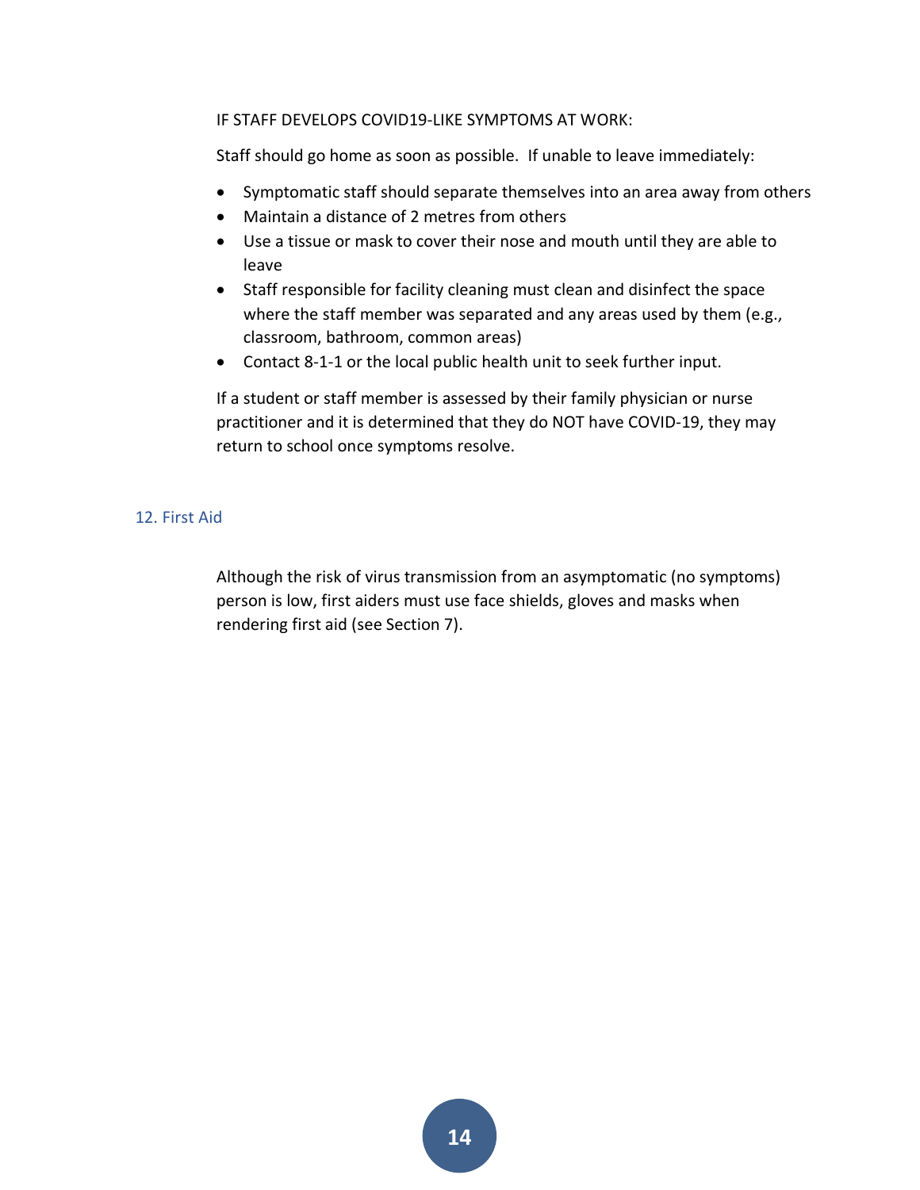IF STAFF DEVELOPS COVID19-LIKE SYMPTOMS AT WORK:

Staff should go home as soon as possible. If unable to leave immediately:

- Symptomatic staff should separate themselves into an area away from others
- Maintain a distance of 2 metres from others
- Use a tissue or mask to cover their nose and mouth until they are able to leave
- Staff responsible for facility cleaning must clean and disinfect the space where the staff member was separated and any areas used by them (e.g., classroom, bathroom, common areas)
- Contact 8-1-1 or the local public health unit to seek further input.

If a student or staff member is assessed by their family physician or nurse practitioner and it is determined that they do NOT have COVID-19, they may return to school once symptoms resolve.

## 12. First Aid

Although the risk of virus transmission from an asymptomatic (no symptoms) person is low, first aiders must use face shields, gloves and masks when rendering first aid (see Section 7).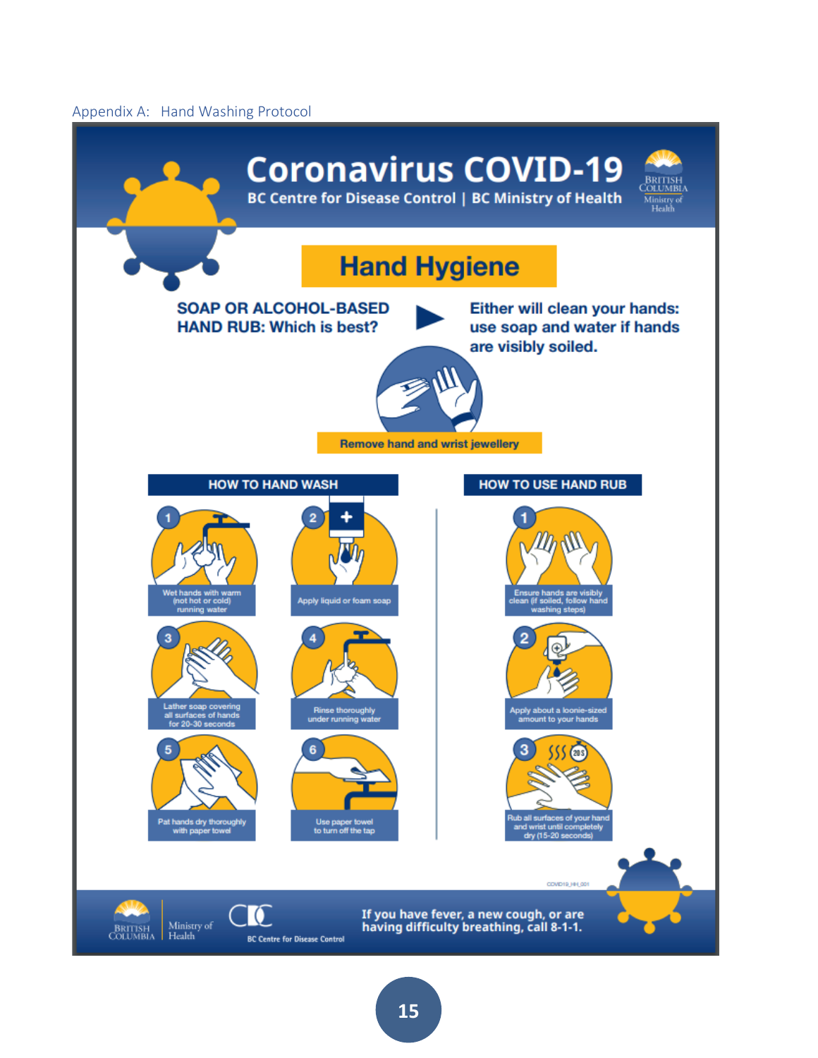Appendix A: Hand Washing Protocol

# Coronavirus COVID-19

**BC Centre for Disease Control | BC Ministry of Health**

## Hand Hygiene

**SOAP OR ALCOHOL-BASED HAND RUB: Which is best?** ▶ **Either will clean your hands: use soap and water if hands are visibly soiled.**

**Remove hand and wrist jewellery**

### HOW TO HAND WASH

1. Wet hands with warm (not hot or cold) running water
2. Apply liquid or foam soap
3. Lather soap covering all surfaces of hands for 20-30 seconds
4. Rinse thoroughly under running water
5. Pat hands dry thoroughly with paper towel
6. Use paper towel to turn off the tap

### HOW TO USE HAND RUB

1. Ensure hands are visibly clean (if soiled, follow hand washing steps)
2. Apply about a loonie-sized amount to your hands
3. Rub all surfaces of your hand and wrist until completely dry (15-20 seconds)

COVID19_HH_001

**If you have fever, a new cough, or are having difficulty breathing, call 8-1-1.**

British Columbia Ministry of Health | BC Centre for Disease Control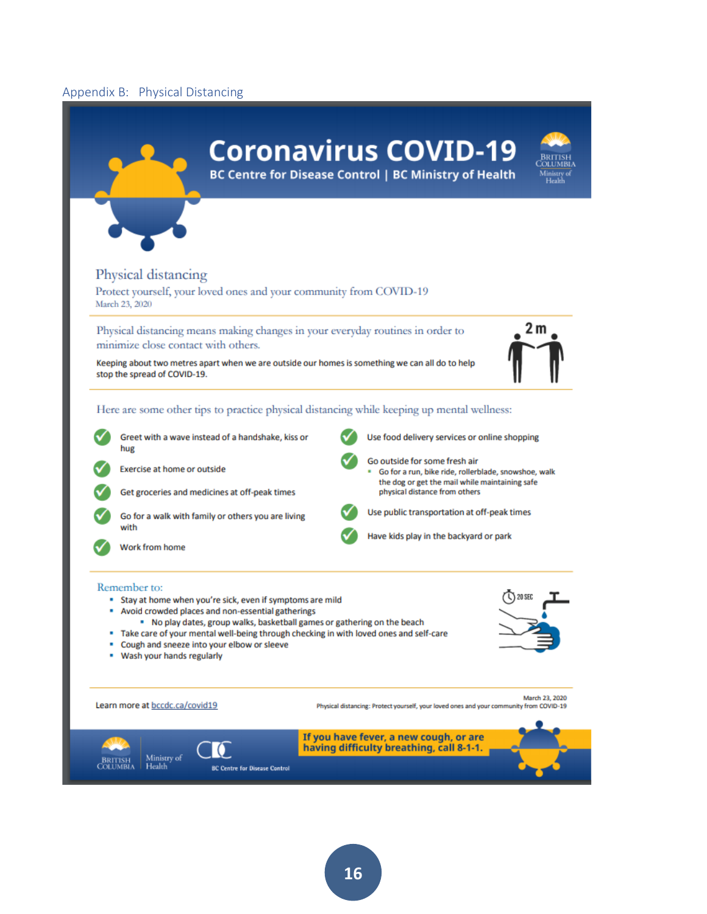Appendix B: Physical Distancing

# Coronavirus COVID-19

**BC Centre for Disease Control | BC Ministry of Health**

BRITISH COLUMBIA Ministry of Health

## Physical distancing

Protect yourself, your loved ones and your community from COVID-19

March 23, 2020

Physical distancing means making changes in your everyday routines in order to minimize close contact with others.

Keeping about two metres apart when we are outside our homes is something we can all do to help stop the spread of COVID-19.

2 m

Here are some other tips to practice physical distancing while keeping up mental wellness:

- Greet with a wave instead of a handshake, kiss or hug
- Exercise at home or outside
- Get groceries and medicines at off-peak times
- Go for a walk with family or others you are living with
- Work from home
- Use food delivery services or online shopping
- Go outside for some fresh air
  - Go for a run, bike ride, rollerblade, snowshoe, walk the dog or get the mail while maintaining safe physical distance from others
- Use public transportation at off-peak times
- Have kids play in the backyard or park

Remember to:

- Stay at home when you're sick, even if symptoms are mild
- Avoid crowded places and non-essential gatherings
  - No play dates, group walks, basketball games or gathering on the beach
- Take care of your mental well-being through checking in with loved ones and self-care
- Cough and sneeze into your elbow or sleeve
- Wash your hands regularly

20 SEC

Learn more at bccdc.ca/covid19

March 23, 2020
Physical distancing: Protect yourself, your loved ones and your community from COVID-19

**If you have fever, a new cough, or are having difficulty breathing, call 8-1-1.**

BRITISH COLUMBIA | Ministry of Health | BC Centre for Disease Control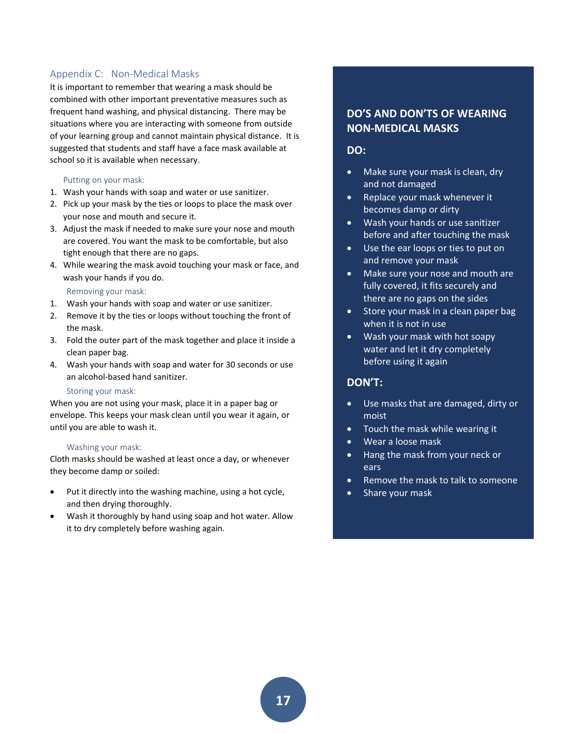## Appendix C: Non-Medical Masks

It is important to remember that wearing a mask should be combined with other important preventative measures such as frequent hand washing, and physical distancing. There may be situations where you are interacting with someone from outside of your learning group and cannot maintain physical distance. It is suggested that students and staff have a face mask available at school so it is available when necessary.

### Putting on your mask:

1. Wash your hands with soap and water or use sanitizer.
2. Pick up your mask by the ties or loops to place the mask over your nose and mouth and secure it.
3. Adjust the mask if needed to make sure your nose and mouth are covered. You want the mask to be comfortable, but also tight enough that there are no gaps.
4. While wearing the mask avoid touching your mask or face, and wash your hands if you do.

### Removing your mask:

1. Wash your hands with soap and water or use sanitizer.
2. Remove it by the ties or loops without touching the front of the mask.
3. Fold the outer part of the mask together and place it inside a clean paper bag.
4. Wash your hands with soap and water for 30 seconds or use an alcohol-based hand sanitizer.

### Storing your mask:

When you are not using your mask, place it in a paper bag or envelope. This keeps your mask clean until you wear it again, or until you are able to wash it.

### Washing your mask:

Cloth masks should be washed at least once a day, or whenever they become damp or soiled:

- Put it directly into the washing machine, using a hot cycle, and then drying thoroughly.
- Wash it thoroughly by hand using soap and hot water. Allow it to dry completely before washing again.

## DO'S AND DON'T'S OF WEARING NON-MEDICAL MASKS

### DO:

- Make sure your mask is clean, dry and not damaged
- Replace your mask whenever it becomes damp or dirty
- Wash your hands or use sanitizer before and after touching the mask
- Use the ear loops or ties to put on and remove your mask
- Make sure your nose and mouth are fully covered, it fits securely and there are no gaps on the sides
- Store your mask in a clean paper bag when it is not in use
- Wash your mask with hot soapy water and let it dry completely before using it again

### DON'T:

- Use masks that are damaged, dirty or moist
- Touch the mask while wearing it
- Wear a loose mask
- Hang the mask from your neck or ears
- Remove the mask to talk to someone
- Share your mask